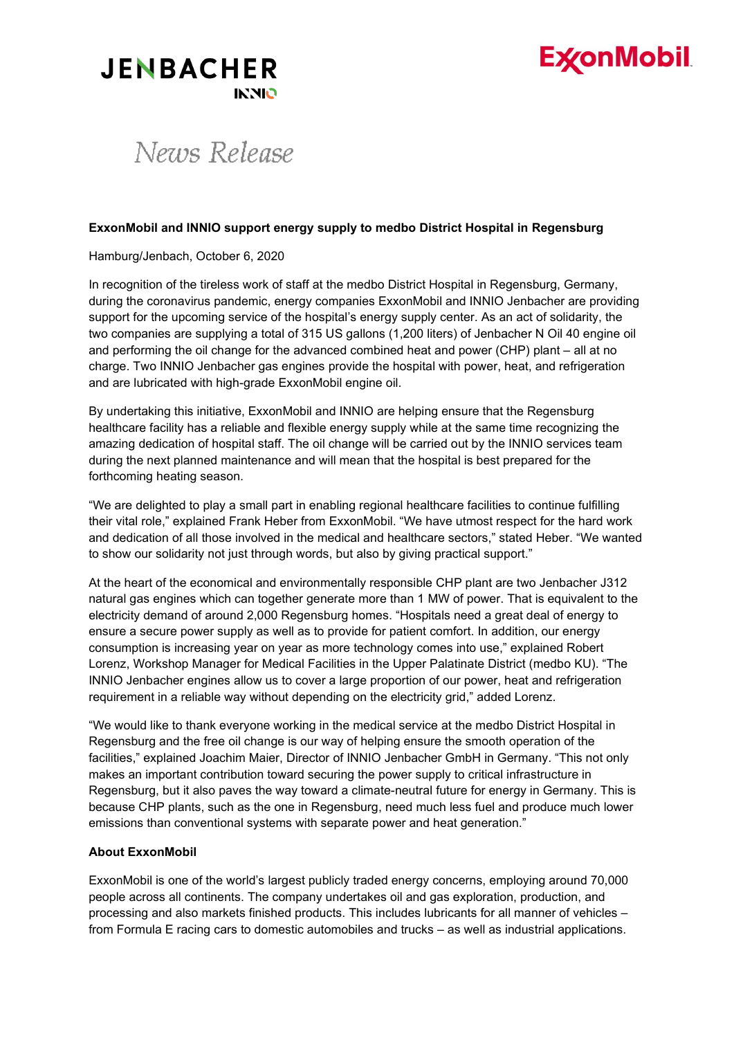JENBACHER
INNIO

ExxonMobil

*News Release*

**ExxonMobil and INNIO support energy supply to medbo District Hospital in Regensburg**

Hamburg/Jenbach, October 6, 2020

In recognition of the tireless work of staff at the medbo District Hospital in Regensburg, Germany, during the coronavirus pandemic, energy companies ExxonMobil and INNIO Jenbacher are providing support for the upcoming service of the hospital's energy supply center. As an act of solidarity, the two companies are supplying a total of 315 US gallons (1,200 liters) of Jenbacher N Oil 40 engine oil and performing the oil change for the advanced combined heat and power (CHP) plant – all at no charge. Two INNIO Jenbacher gas engines provide the hospital with power, heat, and refrigeration and are lubricated with high-grade ExxonMobil engine oil.

By undertaking this initiative, ExxonMobil and INNIO are helping ensure that the Regensburg healthcare facility has a reliable and flexible energy supply while at the same time recognizing the amazing dedication of hospital staff. The oil change will be carried out by the INNIO services team during the next planned maintenance and will mean that the hospital is best prepared for the forthcoming heating season.

"We are delighted to play a small part in enabling regional healthcare facilities to continue fulfilling their vital role," explained Frank Heber from ExxonMobil. "We have utmost respect for the hard work and dedication of all those involved in the medical and healthcare sectors," stated Heber. "We wanted to show our solidarity not just through words, but also by giving practical support."

At the heart of the economical and environmentally responsible CHP plant are two Jenbacher J312 natural gas engines which can together generate more than 1 MW of power. That is equivalent to the electricity demand of around 2,000 Regensburg homes. "Hospitals need a great deal of energy to ensure a secure power supply as well as to provide for patient comfort. In addition, our energy consumption is increasing year on year as more technology comes into use," explained Robert Lorenz, Workshop Manager for Medical Facilities in the Upper Palatinate District (medbo KU). "The INNIO Jenbacher engines allow us to cover a large proportion of our power, heat and refrigeration requirement in a reliable way without depending on the electricity grid," added Lorenz.

"We would like to thank everyone working in the medical service at the medbo District Hospital in Regensburg and the free oil change is our way of helping ensure the smooth operation of the facilities," explained Joachim Maier, Director of INNIO Jenbacher GmbH in Germany. "This not only makes an important contribution toward securing the power supply to critical infrastructure in Regensburg, but it also paves the way toward a climate-neutral future for energy in Germany. This is because CHP plants, such as the one in Regensburg, need much less fuel and produce much lower emissions than conventional systems with separate power and heat generation."

**About ExxonMobil**

ExxonMobil is one of the world's largest publicly traded energy concerns, employing around 70,000 people across all continents. The company undertakes oil and gas exploration, production, and processing and also markets finished products. This includes lubricants for all manner of vehicles – from Formula E racing cars to domestic automobiles and trucks – as well as industrial applications.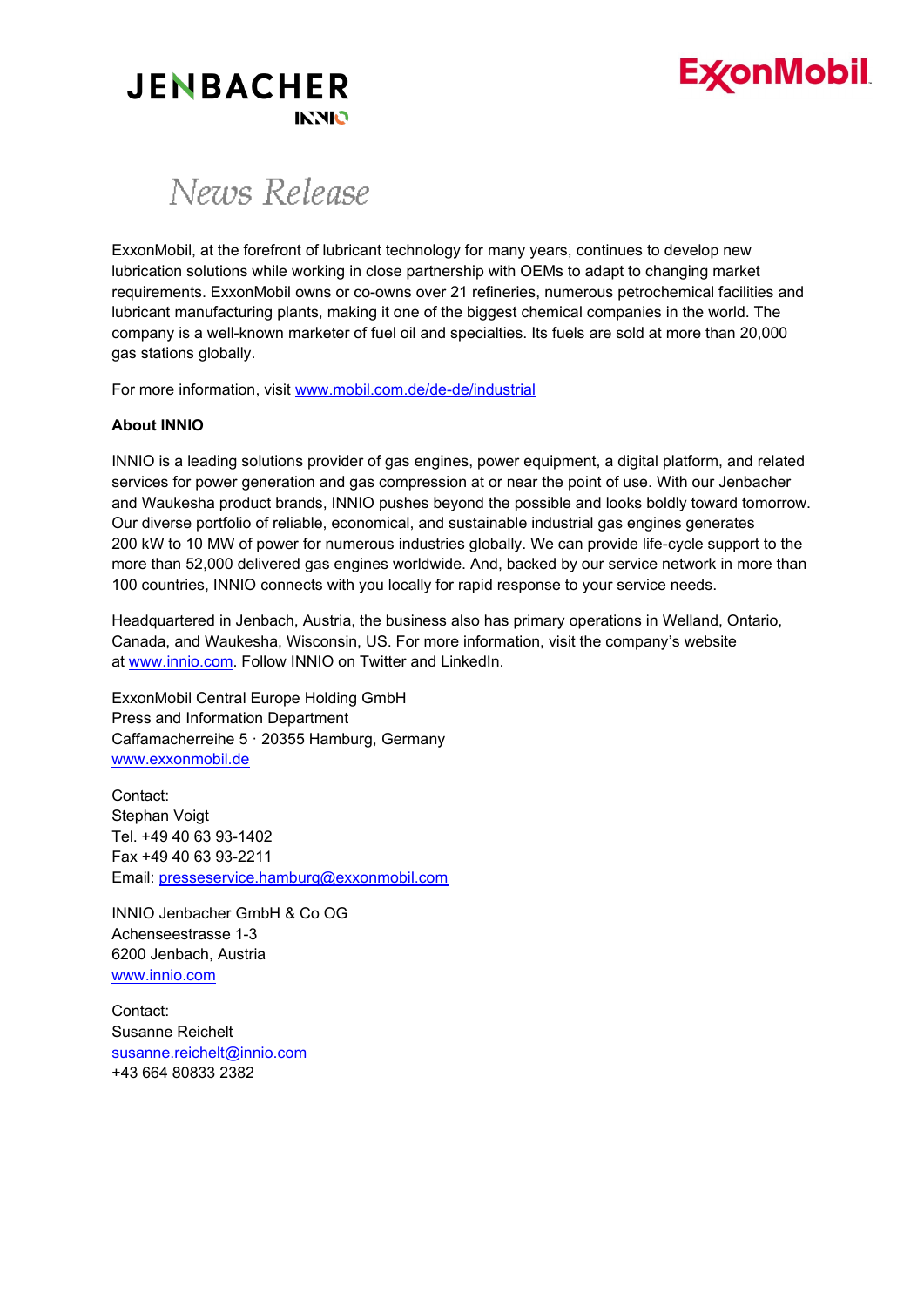JENBACHER
INNIO

ExxonMobil

*News Release*

ExxonMobil, at the forefront of lubricant technology for many years, continues to develop new lubrication solutions while working in close partnership with OEMs to adapt to changing market requirements. ExxonMobil owns or co-owns over 21 refineries, numerous petrochemical facilities and lubricant manufacturing plants, making it one of the biggest chemical companies in the world. The company is a well-known marketer of fuel oil and specialties. Its fuels are sold at more than 20,000 gas stations globally.

For more information, visit www.mobil.com.de/de-de/industrial

**About INNIO**

INNIO is a leading solutions provider of gas engines, power equipment, a digital platform, and related services for power generation and gas compression at or near the point of use. With our Jenbacher and Waukesha product brands, INNIO pushes beyond the possible and looks boldly toward tomorrow. Our diverse portfolio of reliable, economical, and sustainable industrial gas engines generates 200 kW to 10 MW of power for numerous industries globally. We can provide life-cycle support to the more than 52,000 delivered gas engines worldwide. And, backed by our service network in more than 100 countries, INNIO connects with you locally for rapid response to your service needs.

Headquartered in Jenbach, Austria, the business also has primary operations in Welland, Ontario, Canada, and Waukesha, Wisconsin, US. For more information, visit the company's website at www.innio.com. Follow INNIO on Twitter and LinkedIn.

ExxonMobil Central Europe Holding GmbH
Press and Information Department
Caffamacherreihe 5 · 20355 Hamburg, Germany
www.exxonmobil.de

Contact:
Stephan Voigt
Tel. +49 40 63 93-1402
Fax +49 40 63 93-2211
Email: presseservice.hamburg@exxonmobil.com

INNIO Jenbacher GmbH & Co OG
Achenseestrasse 1-3
6200 Jenbach, Austria
www.innio.com

Contact:
Susanne Reichelt
susanne.reichelt@innio.com
+43 664 80833 2382